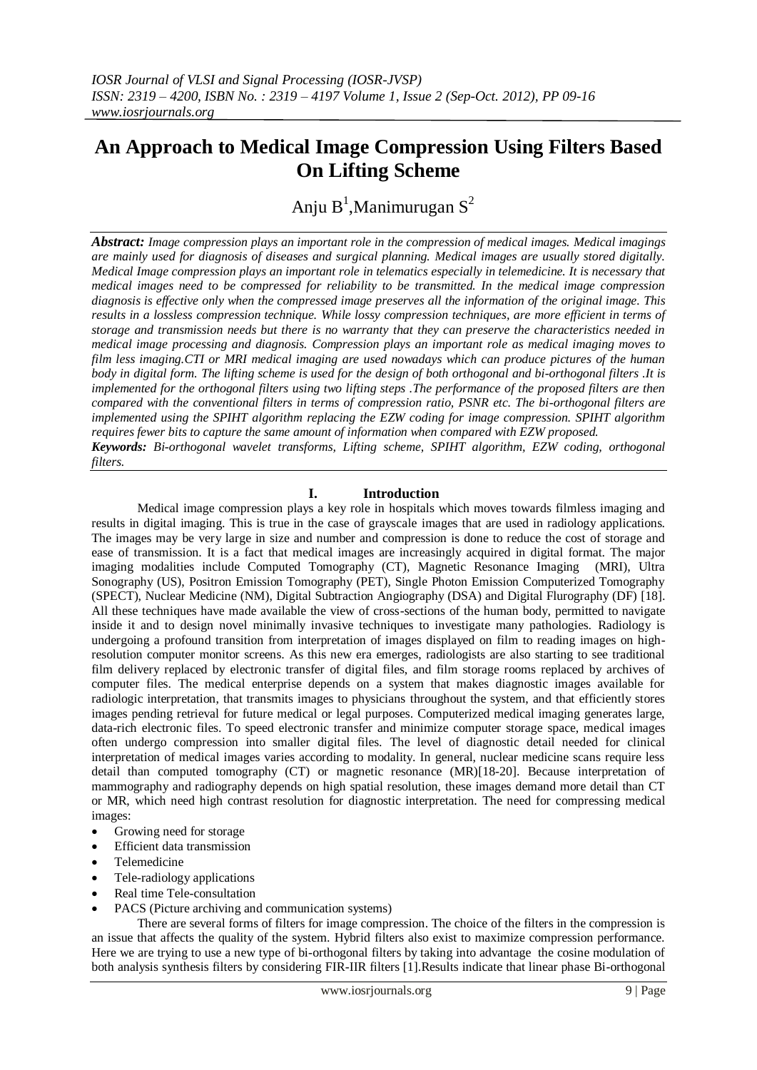# An Approach to Medical Image Compression Using Filters Based On Lifting Scheme

Anju B[1], Manimurugan S[2]

***Abstract:*** *Image compression plays an important role in the compression of medical images. Medical imagings are mainly used for diagnosis of diseases and surgical planning. Medical images are usually stored digitally. Medical Image compression plays an important role in telematics especially in telemedicine. It is necessary that medical images need to be compressed for reliability to be transmitted. In the medical image compression diagnosis is effective only when the compressed image preserves all the information of the original image. This results in a lossless compression technique. While lossy compression techniques, are more efficient in terms of storage and transmission needs but there is no warranty that they can preserve the characteristics needed in medical image processing and diagnosis. Compression plays an important role as medical imaging moves to film less imaging.CTI or MRI medical imaging are used nowadays which can produce pictures of the human body in digital form. The lifting scheme is used for the design of both orthogonal and bi-orthogonal filters .It is implemented for the orthogonal filters using two lifting steps .The performance of the proposed filters are then compared with the conventional filters in terms of compression ratio, PSNR etc. The bi-orthogonal filters are implemented using the SPIHT algorithm replacing the EZW coding for image compression. SPIHT algorithm requires fewer bits to capture the same amount of information when compared with EZW proposed.*

***Keywords:*** *Bi-orthogonal wavelet transforms, Lifting scheme, SPIHT algorithm, EZW coding, orthogonal filters.*

## I. Introduction

Medical image compression plays a key role in hospitals which moves towards filmless imaging and results in digital imaging. This is true in the case of grayscale images that are used in radiology applications. The images may be very large in size and number and compression is done to reduce the cost of storage and ease of transmission. It is a fact that medical images are increasingly acquired in digital format. The major imaging modalities include Computed Tomography (CT), Magnetic Resonance Imaging (MRI), Ultra Sonography (US), Positron Emission Tomography (PET), Single Photon Emission Computerized Tomography (SPECT), Nuclear Medicine (NM), Digital Subtraction Angiography (DSA) and Digital Flurography (DF) [18]. All these techniques have made available the view of cross-sections of the human body, permitted to navigate inside it and to design novel minimally invasive techniques to investigate many pathologies. Radiology is undergoing a profound transition from interpretation of images displayed on film to reading images on high-resolution computer monitor screens. As this new era emerges, radiologists are also starting to see traditional film delivery replaced by electronic transfer of digital files, and film storage rooms replaced by archives of computer files. The medical enterprise depends on a system that makes diagnostic images available for radiologic interpretation, that transmits images to physicians throughout the system, and that efficiently stores images pending retrieval for future medical or legal purposes. Computerized medical imaging generates large, data-rich electronic files. To speed electronic transfer and minimize computer storage space, medical images often undergo compression into smaller digital files. The level of diagnostic detail needed for clinical interpretation of medical images varies according to modality. In general, nuclear medicine scans require less detail than computed tomography (CT) or magnetic resonance (MR)[18-20]. Because interpretation of mammography and radiography depends on high spatial resolution, these images demand more detail than CT or MR, which need high contrast resolution for diagnostic interpretation. The need for compressing medical images:

- Growing need for storage
- Efficient data transmission
- Telemedicine
- Tele-radiology applications
- Real time Tele-consultation
- PACS (Picture archiving and communication systems)

There are several forms of filters for image compression. The choice of the filters in the compression is an issue that affects the quality of the system. Hybrid filters also exist to maximize compression performance. Here we are trying to use a new type of bi-orthogonal filters by taking into advantage the cosine modulation of both analysis synthesis filters by considering FIR-IIR filters [1].Results indicate that linear phase Bi-orthogonal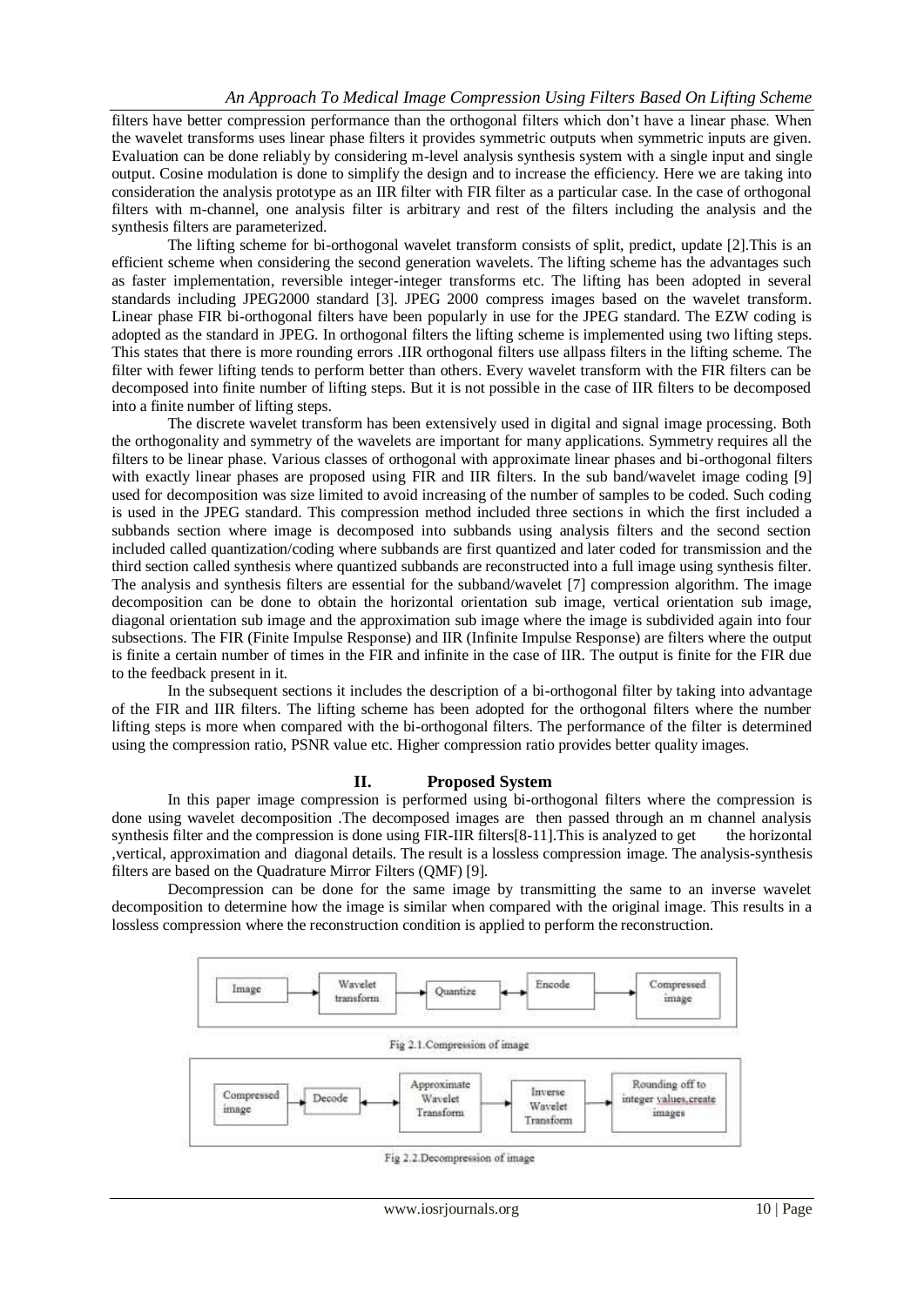filters have better compression performance than the orthogonal filters which don't have a linear phase. When the wavelet transforms uses linear phase filters it provides symmetric outputs when symmetric inputs are given. Evaluation can be done reliably by considering m-level analysis synthesis system with a single input and single output. Cosine modulation is done to simplify the design and to increase the efficiency. Here we are taking into consideration the analysis prototype as an IIR filter with FIR filter as a particular case. In the case of orthogonal filters with m-channel, one analysis filter is arbitrary and rest of the filters including the analysis and the synthesis filters are parameterized.

The lifting scheme for bi-orthogonal wavelet transform consists of split, predict, update [2].This is an efficient scheme when considering the second generation wavelets. The lifting scheme has the advantages such as faster implementation, reversible integer-integer transforms etc. The lifting has been adopted in several standards including JPEG2000 standard [3]. JPEG 2000 compress images based on the wavelet transform. Linear phase FIR bi-orthogonal filters have been popularly in use for the JPEG standard. The EZW coding is adopted as the standard in JPEG. In orthogonal filters the lifting scheme is implemented using two lifting steps. This states that there is more rounding errors .IIR orthogonal filters use allpass filters in the lifting scheme. The filter with fewer lifting tends to perform better than others. Every wavelet transform with the FIR filters can be decomposed into finite number of lifting steps. But it is not possible in the case of IIR filters to be decomposed into a finite number of lifting steps.

The discrete wavelet transform has been extensively used in digital and signal image processing. Both the orthogonality and symmetry of the wavelets are important for many applications. Symmetry requires all the filters to be linear phase. Various classes of orthogonal with approximate linear phases and bi-orthogonal filters with exactly linear phases are proposed using FIR and IIR filters. In the sub band/wavelet image coding [9] used for decomposition was size limited to avoid increasing of the number of samples to be coded. Such coding is used in the JPEG standard. This compression method included three sections in which the first included a subbands section where image is decomposed into subbands using analysis filters and the second section included called quantization/coding where subbands are first quantized and later coded for transmission and the third section called synthesis where quantized subbands are reconstructed into a full image using synthesis filter. The analysis and synthesis filters are essential for the subband/wavelet [7] compression algorithm. The image decomposition can be done to obtain the horizontal orientation sub image, vertical orientation sub image, diagonal orientation sub image and the approximation sub image where the image is subdivided again into four subsections. The FIR (Finite Impulse Response) and IIR (Infinite Impulse Response) are filters where the output is finite a certain number of times in the FIR and infinite in the case of IIR. The output is finite for the FIR due to the feedback present in it.

In the subsequent sections it includes the description of a bi-orthogonal filter by taking into advantage of the FIR and IIR filters. The lifting scheme has been adopted for the orthogonal filters where the number lifting steps is more when compared with the bi-orthogonal filters. The performance of the filter is determined using the compression ratio, PSNR value etc. Higher compression ratio provides better quality images.

## II. Proposed System

In this paper image compression is performed using bi-orthogonal filters where the compression is done using wavelet decomposition .The decomposed images are then passed through an m channel analysis synthesis filter and the compression is done using FIR-IIR filters[8-11].This is analyzed to get the horizontal ,vertical, approximation and diagonal details. The result is a lossless compression image. The analysis-synthesis filters are based on the Quadrature Mirror Filters (QMF) [9].

Decompression can be done for the same image by transmitting the same to an inverse wavelet decomposition to determine how the image is similar when compared with the original image. This results in a lossless compression where the reconstruction condition is applied to perform the reconstruction.

Image → Wavelet transform → Quantize ↔ Encode → Compressed image

Fig 2.1.Compression of image

Compressed image → Decode ↔ Approximate Wavelet Transform → Inverse Wavelet Transform → Rounding off to integer values,create images

Fig 2.2.Decompression of image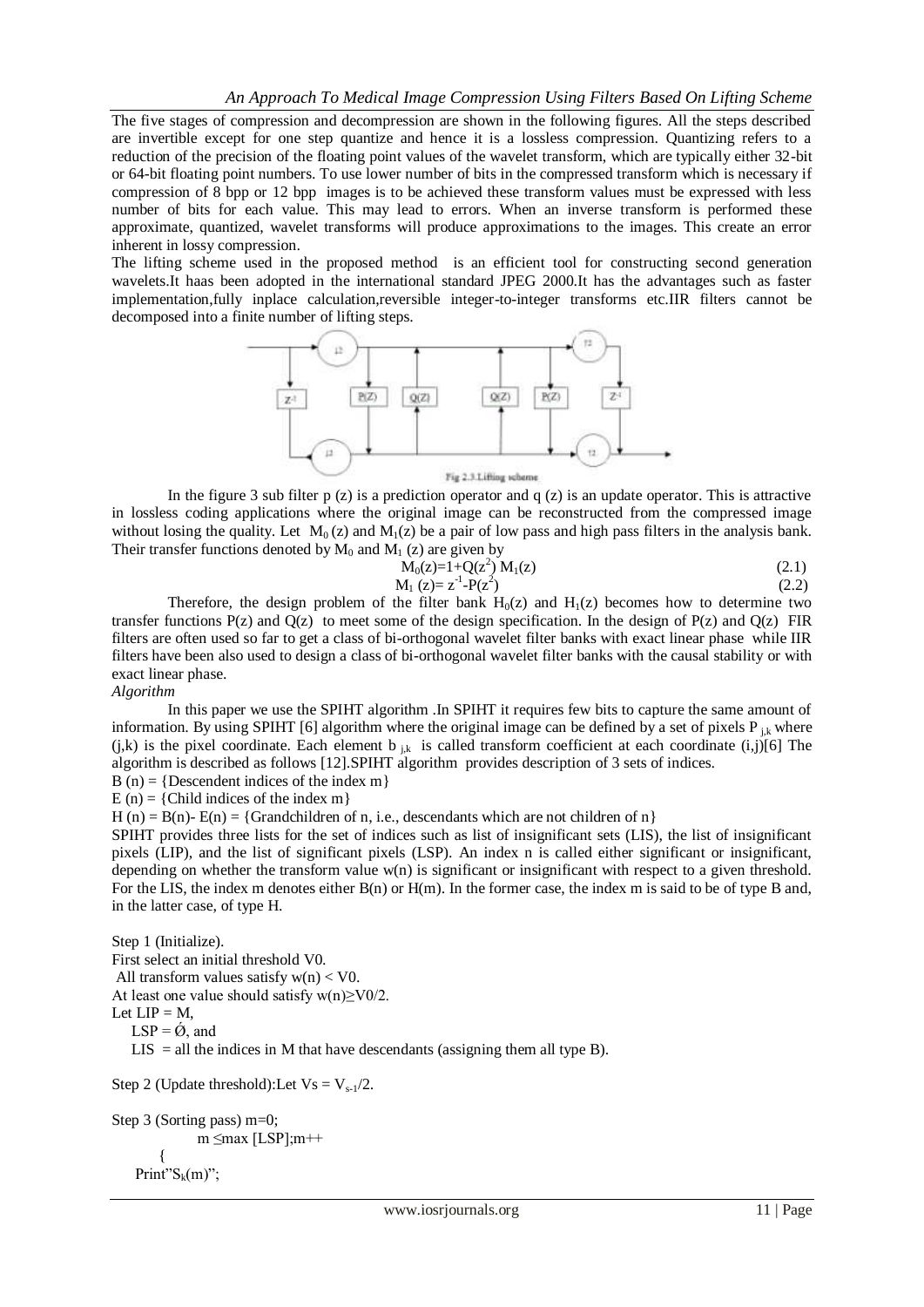The five stages of compression and decompression are shown in the following figures. All the steps described are invertible except for one step quantize and hence it is a lossless compression. Quantizing refers to a reduction of the precision of the floating point values of the wavelet transform, which are typically either 32-bit or 64-bit floating point numbers. To use lower number of bits in the compressed transform which is necessary if compression of 8 bpp or 12 bpp images is to be achieved these transform values must be expressed with less number of bits for each value. This may lead to errors. When an inverse transform is performed these approximate, quantized, wavelet transforms will produce approximations to the images. This create an error inherent in lossy compression.

The lifting scheme used in the proposed method is an efficient tool for constructing second generation wavelets.It haas been adopted in the international standard JPEG 2000.It has the advantages such as faster implementation,fully inplace calculation,reversible integer-to-integer transforms etc.IIR filters cannot be decomposed into a finite number of lifting steps.

Fig 2.3.Lifting scheme

In the figure 3 sub filter p (z) is a prediction operator and q (z) is an update operator. This is attractive in lossless coding applications where the original image can be reconstructed from the compressed image without losing the quality. Let $M_0(z)$ and $M_1(z)$ be a pair of low pass and high pass filters in the analysis bank. Their transfer functions denoted by $M_0$ and $M_1(z)$ are given by

$$M_0(z)=1+Q(z^2)\,M_1(z) \tag{2.1}$$

$$M_1(z)= z^{-1}-P(z^2) \tag{2.2}$$

Therefore, the design problem of the filter bank $H_0(z)$ and $H_1(z)$ becomes how to determine two transfer functions P(z) and Q(z) to meet some of the design specification. In the design of P(z) and Q(z) FIR filters are often used so far to get a class of bi-orthogonal wavelet filter banks with exact linear phase while IIR filters have been also used to design a class of bi-orthogonal wavelet filter banks with the causal stability or with exact linear phase.

*Algorithm*

In this paper we use the SPIHT algorithm .In SPIHT it requires few bits to capture the same amount of information. By using SPIHT [6] algorithm where the original image can be defined by a set of pixels $P_{j,k}$ where (j,k) is the pixel coordinate. Each element $b_{j,k}$ is called transform coefficient at each coordinate (i,j)[6] The algorithm is described as follows [12].SPIHT algorithm provides description of 3 sets of indices.

B (n) = {Descendent indices of the index m}

E (n) = {Child indices of the index m}

H (n) = B(n)- E(n) = {Grandchildren of n, i.e., descendants which are not children of n}

SPIHT provides three lists for the set of indices such as list of insignificant sets (LIS), the list of insignificant pixels (LIP), and the list of significant pixels (LSP). An index n is called either significant or insignificant, depending on whether the transform value w(n) is significant or insignificant with respect to a given threshold. For the LIS, the index m denotes either B(n) or H(m). In the former case, the index m is said to be of type B and, in the latter case, of type H.

Step 1 (Initialize).

First select an initial threshold V0.

All transform values satisfy $w(n) < V0$.

At least one value should satisfy $w(n) \geq V0/2$.

Let LIP = M,

LSP = Ǿ, and

LIS = all the indices in M that have descendants (assigning them all type B).

Step 2 (Update threshold):Let $Vs = V_{s-1}/2$.

Step 3 (Sorting pass) m=0;

```
            m ≤max [LSP];m++
        {
    Print"S_k(m)";
```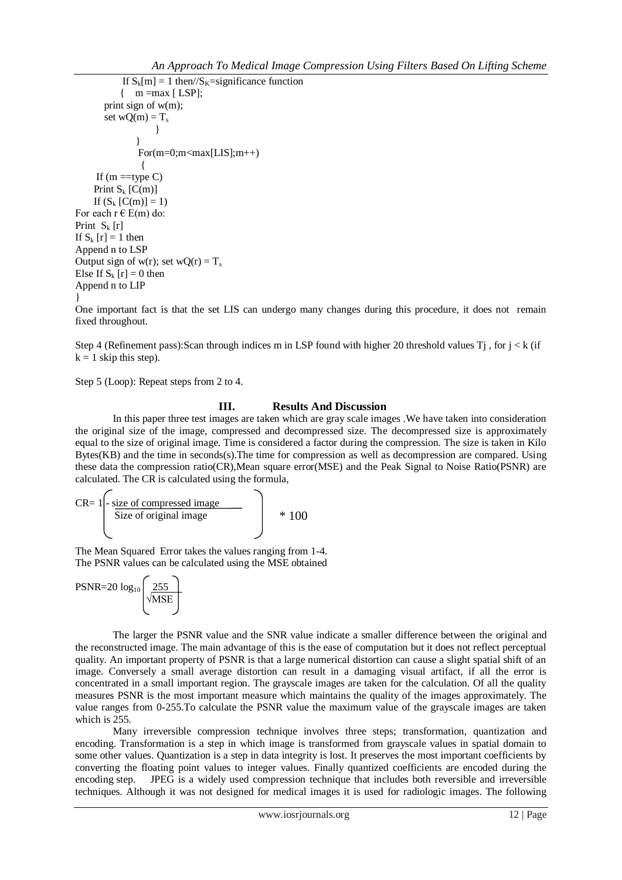```
            If Sk[m] = 1 then//SK=significance function
            {   m =max [ LSP];
        print sign of w(m);
        set wQ(m) = Ts
                  }
              }
               For(m=0;m<max[LIS];m++)
                {
      If (m ==type C)
     Print Sk [C(m)]
     If (Sk [C(m)] = 1)
For each r € E(m) do:
Print  Sk [r]
If Sk [r] = 1 then
Append n to LSP
Output sign of w(r); set wQ(r) = Ts
Else If Sk [r] = 0 then
Append n to LIP
}
```

One important fact is that the set LIS can undergo many changes during this procedure, it does not remain fixed throughout.

Step 4 (Refinement pass):Scan through indices m in LSP found with higher 20 threshold values Tj , for j < k (if k = 1 skip this step).

Step 5 (Loop): Repeat steps from 2 to 4.

## III. Results And Discussion

In this paper three test images are taken which are gray scale images .We have taken into consideration the original size of the image, compressed and decompressed size. The decompressed size is approximately equal to the size of original image. Time is considered a factor during the compression. The size is taken in Kilo Bytes(KB) and the time in seconds(s).The time for compression as well as decompression are compared. Using these data the compression ratio(CR),Mean square error(MSE) and the Peak Signal to Noise Ratio(PSNR) are calculated. The CR is calculated using the formula,

$$CR = \left( 1 - \frac{\text{size of compressed image}}{\text{Size of original image}} \right) * 100$$

The Mean Squared Error takes the values ranging from 1-4.
The PSNR values can be calculated using the MSE obtained

$$PSNR = 20 \log_{10} \left( \frac{255}{\sqrt{MSE}} \right)$$

The larger the PSNR value and the SNR value indicate a smaller difference between the original and the reconstructed image. The main advantage of this is the ease of computation but it does not reflect perceptual quality. An important property of PSNR is that a large numerical distortion can cause a slight spatial shift of an image. Conversely a small average distortion can result in a damaging visual artifact, if all the error is concentrated in a small important region. The grayscale images are taken for the calculation. Of all the quality measures PSNR is the most important measure which maintains the quality of the images approximately. The value ranges from 0-255.To calculate the PSNR value the maximum value of the grayscale images are taken which is 255.

Many irreversible compression technique involves three steps; transformation, quantization and encoding. Transformation is a step in which image is transformed from grayscale values in spatial domain to some other values. Quantization is a step in data integrity is lost. It preserves the most important coefficients by converting the floating point values to integer values. Finally quantized coefficients are encoded during the encoding step. JPEG is a widely used compression technique that includes both reversible and irreversible techniques. Although it was not designed for medical images it is used for radiologic images. The following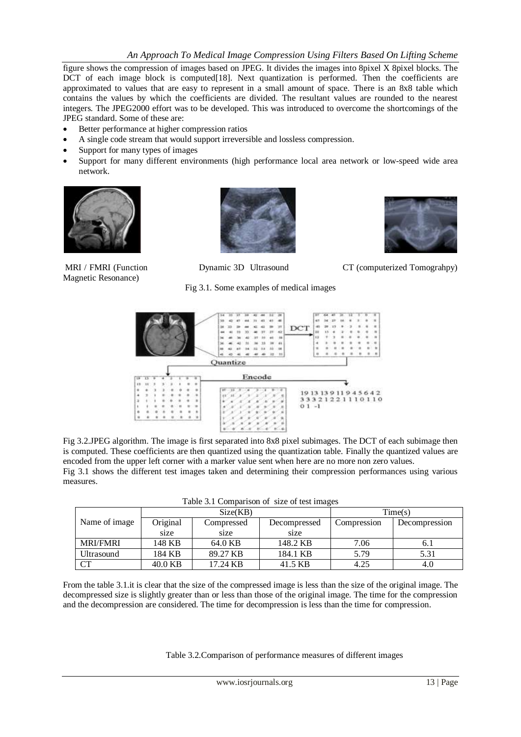figure shows the compression of images based on JPEG. It divides the images into 8pixel X 8pixel blocks. The DCT of each image block is computed[18]. Next quantization is performed. Then the coefficients are approximated to values that are easy to represent in a small amount of space. There is an 8x8 table which contains the values by which the coefficients are divided. The resultant values are rounded to the nearest integers. The JPEG2000 effort was to be developed. This was introduced to overcome the shortcomings of the JPEG standard. Some of these are:

- Better performance at higher compression ratios
- A single code stream that would support irreversible and lossless compression.
- Support for many types of images
- Support for many different environments (high performance local area network or low-speed wide area network.

MRI / FMRI (Function Magnetic Resonance)    Dynamic 3D Ultrasound    CT (computerized Tomograhpy)

Fig 3.1. Some examples of medical images

Fig 3.2.JPEG algorithm. The image is first separated into 8x8 pixel subimages. The DCT of each subimage then is computed. These coefficients are then quantized using the quantization table. Finally the quantized values are encoded from the upper left corner with a marker value sent when here are no more non zero values.

Fig 3.1 shows the different test images taken and determining their compression performances using various measures.

Table 3.1 Comparison of size of test images

| Name of image | Size(KB) | | | Time(s) | |
|---|---|---|---|---|---|
| | Original size | Compressed size | Decompressed size | Compression | Decompression |
| MRI/FMRI | 148 KB | 64.0 KB | 148.2 KB | 7.06 | 6.1 |
| Ultrasound | 184 KB | 89.27 KB | 184.1 KB | 5.79 | 5.31 |
| CT | 40.0 KB | 17.24 KB | 41.5 KB | 4.25 | 4.0 |

From the table 3.1.it is clear that the size of the compressed image is less than the size of the original image. The decompressed size is slightly greater than or less than those of the original image. The time for the compression and the decompression are considered. The time for decompression is less than the time for compression.

Table 3.2.Comparison of performance measures of different images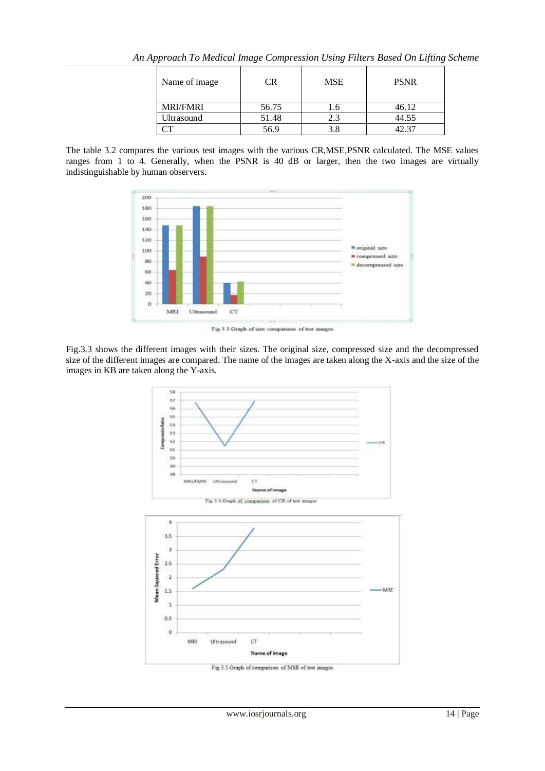| Name of image | CR | MSE | PSNR |
| --- | --- | --- | --- |
| MRI/FMRI | 56.75 | 1.6 | 46.12 |
| Ultrasound | 51.48 | 2.3 | 44.55 |
| CT | 56.9 | 3.8 | 42.37 |

The table 3.2 compares the various test images with the various CR,MSE,PSNR calculated. The MSE values ranges from 1 to 4. Generally, when the PSNR is 40 dB or larger, then the two images are virtually indistinguishable by human observers.

Fig 3.3 Graph of size comparison of test images

Fig.3.3 shows the different images with their sizes. The original size, compressed size and the decompressed size of the different images are compared. The name of the images are taken along the X-axis and the size of the images in KB are taken along the Y-axis.

Fig 3.4 Graph of comparison of CR of test images

Fig 3.5 Graph of comparison of MSE of test images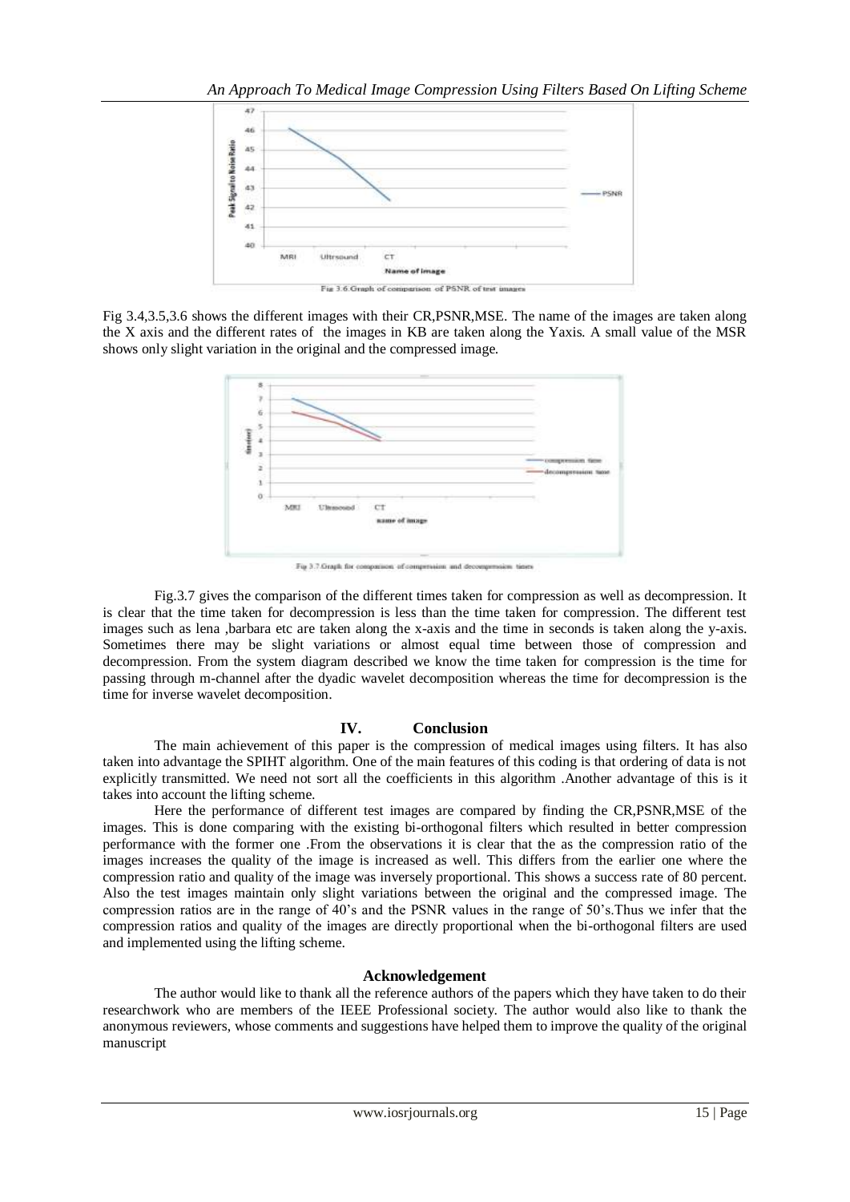Fig 3.6 Graph of comparison of PSNR of test images

Fig 3.4,3.5,3.6 shows the different images with their CR,PSNR,MSE. The name of the images are taken along the X axis and the different rates of the images in KB are taken along the Yaxis. A small value of the MSR shows only slight variation in the original and the compressed image.

Fig 3.7 Graph for comparison of compression and decompression times

Fig.3.7 gives the comparison of the different times taken for compression as well as decompression. It is clear that the time taken for decompression is less than the time taken for compression. The different test images such as lena ,barbara etc are taken along the x-axis and the time in seconds is taken along the y-axis. Sometimes there may be slight variations or almost equal time between those of compression and decompression. From the system diagram described we know the time taken for compression is the time for passing through m-channel after the dyadic wavelet decomposition whereas the time for decompression is the time for inverse wavelet decomposition.

## IV. Conclusion

The main achievement of this paper is the compression of medical images using filters. It has also taken into advantage the SPIHT algorithm. One of the main features of this coding is that ordering of data is not explicitly transmitted. We need not sort all the coefficients in this algorithm .Another advantage of this is it takes into account the lifting scheme.

Here the performance of different test images are compared by finding the CR,PSNR,MSE of the images. This is done comparing with the existing bi-orthogonal filters which resulted in better compression performance with the former one .From the observations it is clear that the as the compression ratio of the images increases the quality of the image is increased as well. This differs from the earlier one where the compression ratio and quality of the image was inversely proportional. This shows a success rate of 80 percent. Also the test images maintain only slight variations between the original and the compressed image. The compression ratios are in the range of 40's and the PSNR values in the range of 50's.Thus we infer that the compression ratios and quality of the images are directly proportional when the bi-orthogonal filters are used and implemented using the lifting scheme.

## Acknowledgement

The author would like to thank all the reference authors of the papers which they have taken to do their researchwork who are members of the IEEE Professional society. The author would also like to thank the anonymous reviewers, whose comments and suggestions have helped them to improve the quality of the original manuscript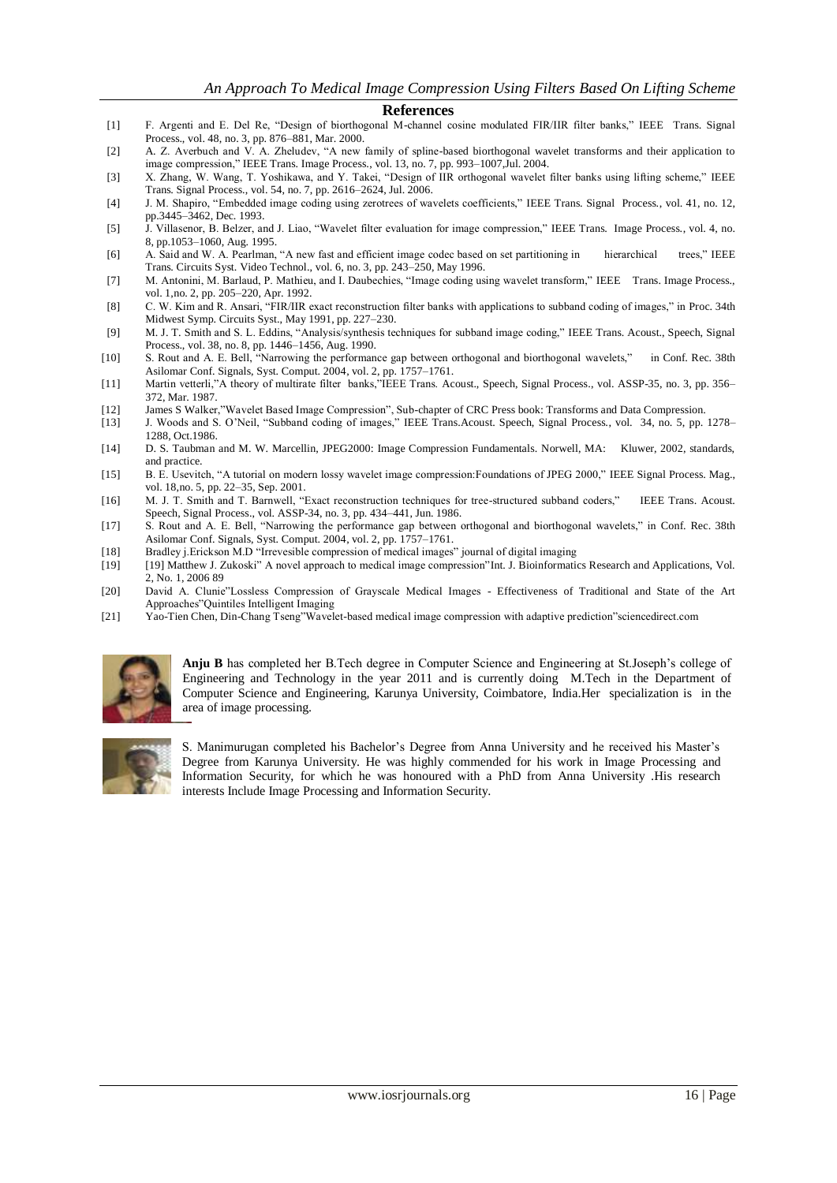## References

[1] F. Argenti and E. Del Re, "Design of biorthogonal M-channel cosine modulated FIR/IIR filter banks," IEEE Trans. Signal Process., vol. 48, no. 3, pp. 876–881, Mar. 2000.

[2] A. Z. Averbuch and V. A. Zheludev, "A new family of spline-based biorthogonal wavelet transforms and their application to image compression," IEEE Trans. Image Process., vol. 13, no. 7, pp. 993–1007,Jul. 2004.

[3] X. Zhang, W. Wang, T. Yoshikawa, and Y. Takei, "Design of IIR orthogonal wavelet filter banks using lifting scheme," IEEE Trans. Signal Process., vol. 54, no. 7, pp. 2616–2624, Jul. 2006.

[4] J. M. Shapiro, "Embedded image coding using zerotrees of wavelets coefficients," IEEE Trans. Signal Process., vol. 41, no. 12, pp.3445–3462, Dec. 1993.

[5] J. Villasenor, B. Belzer, and J. Liao, "Wavelet filter evaluation for image compression," IEEE Trans. Image Process., vol. 4, no. 8, pp.1053–1060, Aug. 1995.

[6] A. Said and W. A. Pearlman, "A new fast and efficient image codec based on set partitioning in hierarchical trees," IEEE Trans. Circuits Syst. Video Technol., vol. 6, no. 3, pp. 243–250, May 1996.

[7] M. Antonini, M. Barlaud, P. Mathieu, and I. Daubechies, "Image coding using wavelet transform," IEEE Trans. Image Process., vol. 1,no. 2, pp. 205–220, Apr. 1992.

[8] C. W. Kim and R. Ansari, "FIR/IIR exact reconstruction filter banks with applications to subband coding of images," in Proc. 34th Midwest Symp. Circuits Syst., May 1991, pp. 227–230.

[9] M. J. T. Smith and S. L. Eddins, "Analysis/synthesis techniques for subband image coding," IEEE Trans. Acoust., Speech, Signal Process., vol. 38, no. 8, pp. 1446–1456, Aug. 1990.

[10] S. Rout and A. E. Bell, "Narrowing the performance gap between orthogonal and biorthogonal wavelets," in Conf. Rec. 38th Asilomar Conf. Signals, Syst. Comput. 2004, vol. 2, pp. 1757–1761.

[11] Martin vetterli,"A theory of multirate filter banks,"IEEE Trans. Acoust., Speech, Signal Process., vol. ASSP-35, no. 3, pp. 356–372, Mar. 1987.

[12] James S Walker,"Wavelet Based Image Compression", Sub-chapter of CRC Press book: Transforms and Data Compression.

[13] J. Woods and S. O'Neil, "Subband coding of images," IEEE Trans.Acoust. Speech, Signal Process., vol. 34, no. 5, pp. 1278–1288, Oct.1986.

[14] D. S. Taubman and M. W. Marcellin, JPEG2000: Image Compression Fundamentals. Norwell, MA: Kluwer, 2002, standards, and practice.

[15] B. E. Usevitch, "A tutorial on modern lossy wavelet image compression:Foundations of JPEG 2000," IEEE Signal Process. Mag., vol. 18,no. 5, pp. 22–35, Sep. 2001.

[16] M. J. T. Smith and T. Barnwell, "Exact reconstruction techniques for tree-structured subband coders," IEEE Trans. Acoust. Speech, Signal Process., vol. ASSP-34, no. 3, pp. 434–441, Jun. 1986.

[17] S. Rout and A. E. Bell, "Narrowing the performance gap between orthogonal and biorthogonal wavelets," in Conf. Rec. 38th Asilomar Conf. Signals, Syst. Comput. 2004, vol. 2, pp. 1757–1761.

[18] Bradley j.Erickson M.D "Irrevesible compression of medical images" journal of digital imaging

[19] [19] Matthew J. Zukoski" A novel approach to medical image compression"Int. J. Bioinformatics Research and Applications, Vol. 2, No. 1, 2006 89

[20] David A. Clunie"Lossless Compression of Grayscale Medical Images - Effectiveness of Traditional and State of the Art Approaches"Quintiles Intelligent Imaging

[21] Yao-Tien Chen, Din-Chang Tseng"Wavelet-based medical image compression with adaptive prediction"sciencedirect.com

**Anju B** has completed her B.Tech degree in Computer Science and Engineering at St.Joseph's college of Engineering and Technology in the year 2011 and is currently doing M.Tech in the Department of Computer Science and Engineering, Karunya University, Coimbatore, India.Her specialization is in the area of image processing.

S. Manimurugan completed his Bachelor's Degree from Anna University and he received his Master's Degree from Karunya University. He was highly commended for his work in Image Processing and Information Security, for which he was honoured with a PhD from Anna University .His research interests Include Image Processing and Information Security.